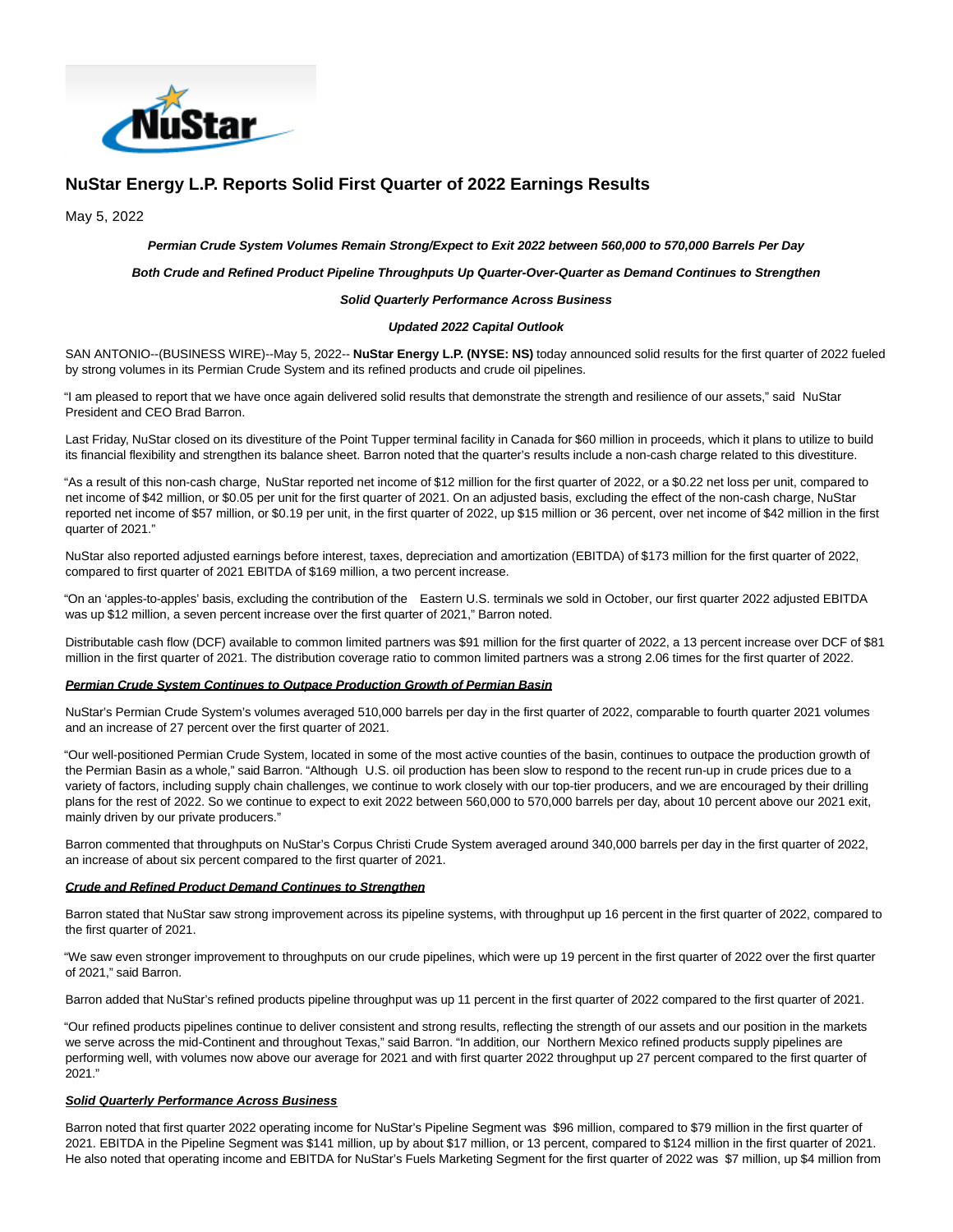# NuStar Energy L.P. Reports Solid First Quarter of 2022 Earnings Results

May 5, 2022

***Permian Crude System Volumes Remain Strong/Expect to Exit 2022 between 560,000 to 570,000 Barrels Per Day***

***Both Crude and Refined Product Pipeline Throughputs Up Quarter-Over-Quarter as Demand Continues to Strengthen***

***Solid Quarterly Performance Across Business***

***Updated 2022 Capital Outlook***

SAN ANTONIO--(BUSINESS WIRE)--May 5, 2022-- **NuStar Energy L.P. (NYSE: NS)** today announced solid results for the first quarter of 2022 fueled by strong volumes in its Permian Crude System and its refined products and crude oil pipelines.

"I am pleased to report that we have once again delivered solid results that demonstrate the strength and resilience of our assets," said NuStar President and CEO Brad Barron.

Last Friday, NuStar closed on its divestiture of the Point Tupper terminal facility in Canada for $60 million in proceeds, which it plans to utilize to build its financial flexibility and strengthen its balance sheet. Barron noted that the quarter's results include a non-cash charge related to this divestiture.

"As a result of this non-cash charge, NuStar reported net income of $12 million for the first quarter of 2022, or a $0.22 net loss per unit, compared to net income of $42 million, or $0.05 per unit for the first quarter of 2021. On an adjusted basis, excluding the effect of the non-cash charge, NuStar reported net income of $57 million, or $0.19 per unit, in the first quarter of 2022, up $15 million or 36 percent, over net income of $42 million in the first quarter of 2021."

NuStar also reported adjusted earnings before interest, taxes, depreciation and amortization (EBITDA) of $173 million for the first quarter of 2022, compared to first quarter of 2021 EBITDA of $169 million, a two percent increase.

"On an 'apples-to-apples' basis, excluding the contribution of the Eastern U.S. terminals we sold in October, our first quarter 2022 adjusted EBITDA was up $12 million, a seven percent increase over the first quarter of 2021," Barron noted.

Distributable cash flow (DCF) available to common limited partners was $91 million for the first quarter of 2022, a 13 percent increase over DCF of $81 million in the first quarter of 2021. The distribution coverage ratio to common limited partners was a strong 2.06 times for the first quarter of 2022.

***Permian Crude System Continues to Outpace Production Growth of Permian Basin***

NuStar's Permian Crude System's volumes averaged 510,000 barrels per day in the first quarter of 2022, comparable to fourth quarter 2021 volumes and an increase of 27 percent over the first quarter of 2021.

"Our well-positioned Permian Crude System, located in some of the most active counties of the basin, continues to outpace the production growth of the Permian Basin as a whole," said Barron. "Although U.S. oil production has been slow to respond to the recent run-up in crude prices due to a variety of factors, including supply chain challenges, we continue to work closely with our top-tier producers, and we are encouraged by their drilling plans for the rest of 2022. So we continue to expect to exit 2022 between 560,000 to 570,000 barrels per day, about 10 percent above our 2021 exit, mainly driven by our private producers."

Barron commented that throughputs on NuStar's Corpus Christi Crude System averaged around 340,000 barrels per day in the first quarter of 2022, an increase of about six percent compared to the first quarter of 2021.

***Crude and Refined Product Demand Continues to Strengthen***

Barron stated that NuStar saw strong improvement across its pipeline systems, with throughput up 16 percent in the first quarter of 2022, compared to the first quarter of 2021.

"We saw even stronger improvement to throughputs on our crude pipelines, which were up 19 percent in the first quarter of 2022 over the first quarter of 2021," said Barron.

Barron added that NuStar's refined products pipeline throughput was up 11 percent in the first quarter of 2022 compared to the first quarter of 2021.

"Our refined products pipelines continue to deliver consistent and strong results, reflecting the strength of our assets and our position in the markets we serve across the mid-Continent and throughout Texas," said Barron. "In addition, our Northern Mexico refined products supply pipelines are performing well, with volumes now above our average for 2021 and with first quarter 2022 throughput up 27 percent compared to the first quarter of 2021."

***Solid Quarterly Performance Across Business***

Barron noted that first quarter 2022 operating income for NuStar's Pipeline Segment was $96 million, compared to $79 million in the first quarter of 2021. EBITDA in the Pipeline Segment was $141 million, up by about $17 million, or 13 percent, compared to $124 million in the first quarter of 2021. He also noted that operating income and EBITDA for NuStar's Fuels Marketing Segment for the first quarter of 2022 was $7 million, up $4 million from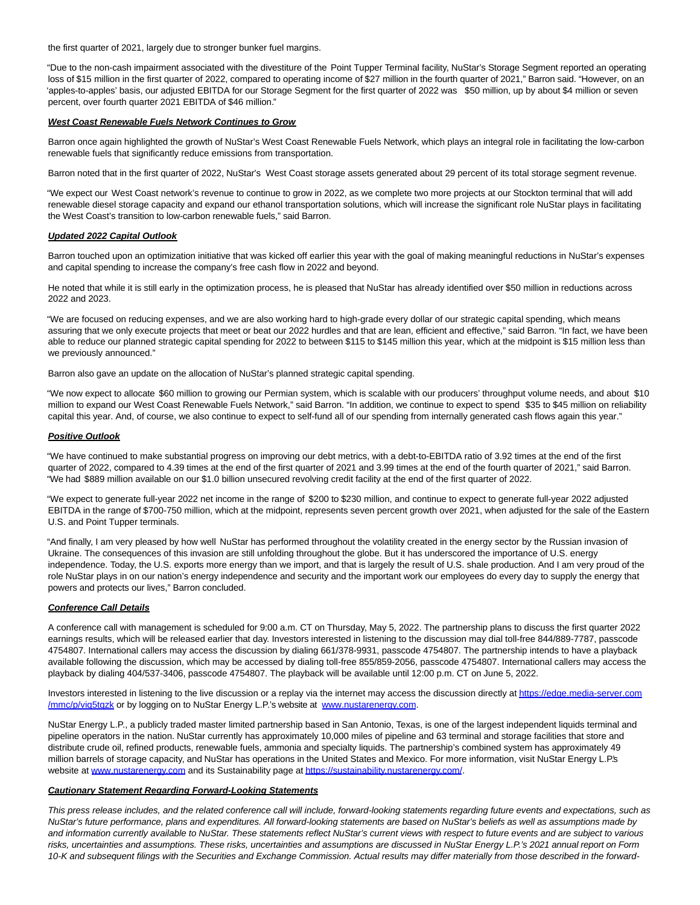the first quarter of 2021, largely due to stronger bunker fuel margins.

"Due to the non-cash impairment associated with the divestiture of the Point Tupper Terminal facility, NuStar's Storage Segment reported an operating loss of $15 million in the first quarter of 2022, compared to operating income of $27 million in the fourth quarter of 2021," Barron said. "However, on an 'apples-to-apples' basis, our adjusted EBITDA for our Storage Segment for the first quarter of 2022 was $50 million, up by about $4 million or seven percent, over fourth quarter 2021 EBITDA of $46 million."

***West Coast Renewable Fuels Network Continues to Grow***

Barron once again highlighted the growth of NuStar's West Coast Renewable Fuels Network, which plays an integral role in facilitating the low-carbon renewable fuels that significantly reduce emissions from transportation.

Barron noted that in the first quarter of 2022, NuStar's West Coast storage assets generated about 29 percent of its total storage segment revenue.

"We expect our West Coast network's revenue to continue to grow in 2022, as we complete two more projects at our Stockton terminal that will add renewable diesel storage capacity and expand our ethanol transportation solutions, which will increase the significant role NuStar plays in facilitating the West Coast's transition to low-carbon renewable fuels," said Barron.

***Updated 2022 Capital Outlook***

Barron touched upon an optimization initiative that was kicked off earlier this year with the goal of making meaningful reductions in NuStar's expenses and capital spending to increase the company's free cash flow in 2022 and beyond.

He noted that while it is still early in the optimization process, he is pleased that NuStar has already identified over $50 million in reductions across 2022 and 2023.

"We are focused on reducing expenses, and we are also working hard to high-grade every dollar of our strategic capital spending, which means assuring that we only execute projects that meet or beat our 2022 hurdles and that are lean, efficient and effective," said Barron. "In fact, we have been able to reduce our planned strategic capital spending for 2022 to between $115 to $145 million this year, which at the midpoint is $15 million less than we previously announced."

Barron also gave an update on the allocation of NuStar's planned strategic capital spending.

"We now expect to allocate $60 million to growing our Permian system, which is scalable with our producers' throughput volume needs, and about $10 million to expand our West Coast Renewable Fuels Network," said Barron. "In addition, we continue to expect to spend $35 to $45 million on reliability capital this year. And, of course, we also continue to expect to self-fund all of our spending from internally generated cash flows again this year."

***Positive Outlook***

"We have continued to make substantial progress on improving our debt metrics, with a debt-to-EBITDA ratio of 3.92 times at the end of the first quarter of 2022, compared to 4.39 times at the end of the first quarter of 2021 and 3.99 times at the end of the fourth quarter of 2021," said Barron. "We had $889 million available on our $1.0 billion unsecured revolving credit facility at the end of the first quarter of 2022.

"We expect to generate full-year 2022 net income in the range of $200 to $230 million, and continue to expect to generate full-year 2022 adjusted EBITDA in the range of $700-750 million, which at the midpoint, represents seven percent growth over 2021, when adjusted for the sale of the Eastern U.S. and Point Tupper terminals.

"And finally, I am very pleased by how well NuStar has performed throughout the volatility created in the energy sector by the Russian invasion of Ukraine. The consequences of this invasion are still unfolding throughout the globe. But it has underscored the importance of U.S. energy independence. Today, the U.S. exports more energy than we import, and that is largely the result of U.S. shale production. And I am very proud of the role NuStar plays in on our nation's energy independence and security and the important work our employees do every day to supply the energy that powers and protects our lives," Barron concluded.

***Conference Call Details***

A conference call with management is scheduled for 9:00 a.m. CT on Thursday, May 5, 2022. The partnership plans to discuss the first quarter 2022 earnings results, which will be released earlier that day. Investors interested in listening to the discussion may dial toll-free 844/889-7787, passcode 4754807. International callers may access the discussion by dialing 661/378-9931, passcode 4754807. The partnership intends to have a playback available following the discussion, which may be accessed by dialing toll-free 855/859-2056, passcode 4754807. International callers may access the playback by dialing 404/537-3406, passcode 4754807. The playback will be available until 12:00 p.m. CT on June 5, 2022.

Investors interested in listening to the live discussion or a replay via the internet may access the discussion directly at [https://edge.media-server.com/mmc/p/vig5tqzk](https://edge.media-server.com/mmc/p/vig5tqzk) or by logging on to NuStar Energy L.P.'s website at [www.nustarenergy.com](http://www.nustarenergy.com).

NuStar Energy L.P., a publicly traded master limited partnership based in San Antonio, Texas, is one of the largest independent liquids terminal and pipeline operators in the nation. NuStar currently has approximately 10,000 miles of pipeline and 63 terminal and storage facilities that store and distribute crude oil, refined products, renewable fuels, ammonia and specialty liquids. The partnership's combined system has approximately 49 million barrels of storage capacity, and NuStar has operations in the United States and Mexico. For more information, visit NuStar Energy L.P.'s website at [www.nustarenergy.com](http://www.nustarenergy.com) and its Sustainability page at [https://sustainability.nustarenergy.com/](https://sustainability.nustarenergy.com/).

***Cautionary Statement Regarding Forward-Looking Statements***

*This press release includes, and the related conference call will include, forward-looking statements regarding future events and expectations, such as NuStar's future performance, plans and expenditures. All forward-looking statements are based on NuStar's beliefs as well as assumptions made by and information currently available to NuStar. These statements reflect NuStar's current views with respect to future events and are subject to various risks, uncertainties and assumptions. These risks, uncertainties and assumptions are discussed in NuStar Energy L.P.'s 2021 annual report on Form 10-K and subsequent filings with the Securities and Exchange Commission. Actual results may differ materially from those described in the forward-*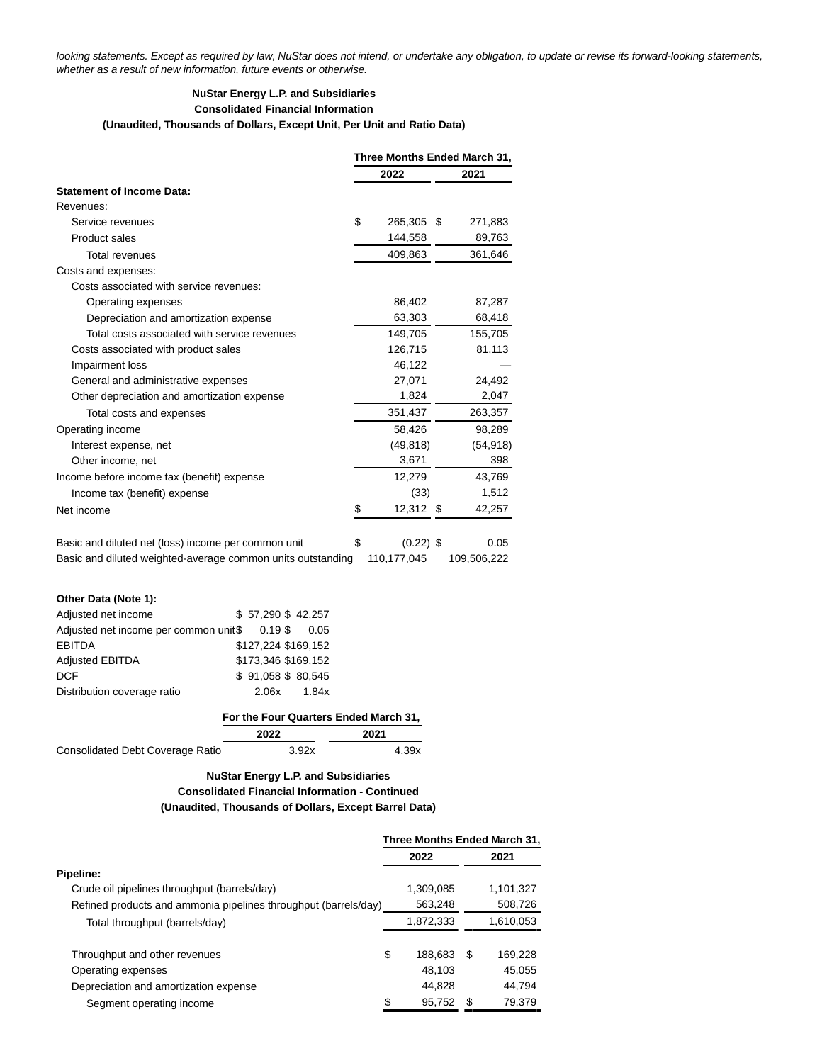*looking statements. Except as required by law, NuStar does not intend, or undertake any obligation, to update or revise its forward-looking statements, whether as a result of new information, future events or otherwise.*

**NuStar Energy L.P. and Subsidiaries**
**Consolidated Financial Information**
**(Unaudited, Thousands of Dollars, Except Unit, Per Unit and Ratio Data)**

| | Three Months Ended March 31, | |
|---|---|---|
| | 2022 | 2021 |
| **Statement of Income Data:** | | |
| Revenues: | | |
| Service revenues | $ 265,305 | $ 271,883 |
| Product sales | 144,558 | 89,763 |
| Total revenues | 409,863 | 361,646 |
| Costs and expenses: | | |
| Costs associated with service revenues: | | |
| Operating expenses | 86,402 | 87,287 |
| Depreciation and amortization expense | 63,303 | 68,418 |
| Total costs associated with service revenues | 149,705 | 155,705 |
| Costs associated with product sales | 126,715 | 81,113 |
| Impairment loss | 46,122 | — |
| General and administrative expenses | 27,071 | 24,492 |
| Other depreciation and amortization expense | 1,824 | 2,047 |
| Total costs and expenses | 351,437 | 263,357 |
| Operating income | 58,426 | 98,289 |
| Interest expense, net | (49,818) | (54,918) |
| Other income, net | 3,671 | 398 |
| Income before income tax (benefit) expense | 12,279 | 43,769 |
| Income tax (benefit) expense | (33) | 1,512 |
| Net income | $ 12,312 | $ 42,257 |
| | | |
| Basic and diluted net (loss) income per common unit | $ (0.22) | $ 0.05 |
| Basic and diluted weighted-average common units outstanding | 110,177,045 | 109,506,222 |

**Other Data (Note 1):**

| | 2022 | 2021 |
|---|---|---|
| Adjusted net income | $ 57,290 | $ 42,257 |
| Adjusted net income per common unit | $ 0.19 | $ 0.05 |
| EBITDA | $127,224 | $169,152 |
| Adjusted EBITDA | $173,346 | $169,152 |
| DCF | $ 91,058 | $ 80,545 |
| Distribution coverage ratio | 2.06x | 1.84x |

| | For the Four Quarters Ended March 31, | |
|---|---|---|
| | 2022 | 2021 |
| Consolidated Debt Coverage Ratio | 3.92x | 4.39x |

**NuStar Energy L.P. and Subsidiaries**
**Consolidated Financial Information - Continued**
**(Unaudited, Thousands of Dollars, Except Barrel Data)**

| | Three Months Ended March 31, | |
|---|---|---|
| | 2022 | 2021 |
| **Pipeline:** | | |
| Crude oil pipelines throughput (barrels/day) | 1,309,085 | 1,101,327 |
| Refined products and ammonia pipelines throughput (barrels/day) | 563,248 | 508,726 |
| Total throughput (barrels/day) | 1,872,333 | 1,610,053 |
| | | |
| Throughput and other revenues | $ 188,683 | $ 169,228 |
| Operating expenses | 48,103 | 45,055 |
| Depreciation and amortization expense | 44,828 | 44,794 |
| Segment operating income | $ 95,752 | $ 79,379 |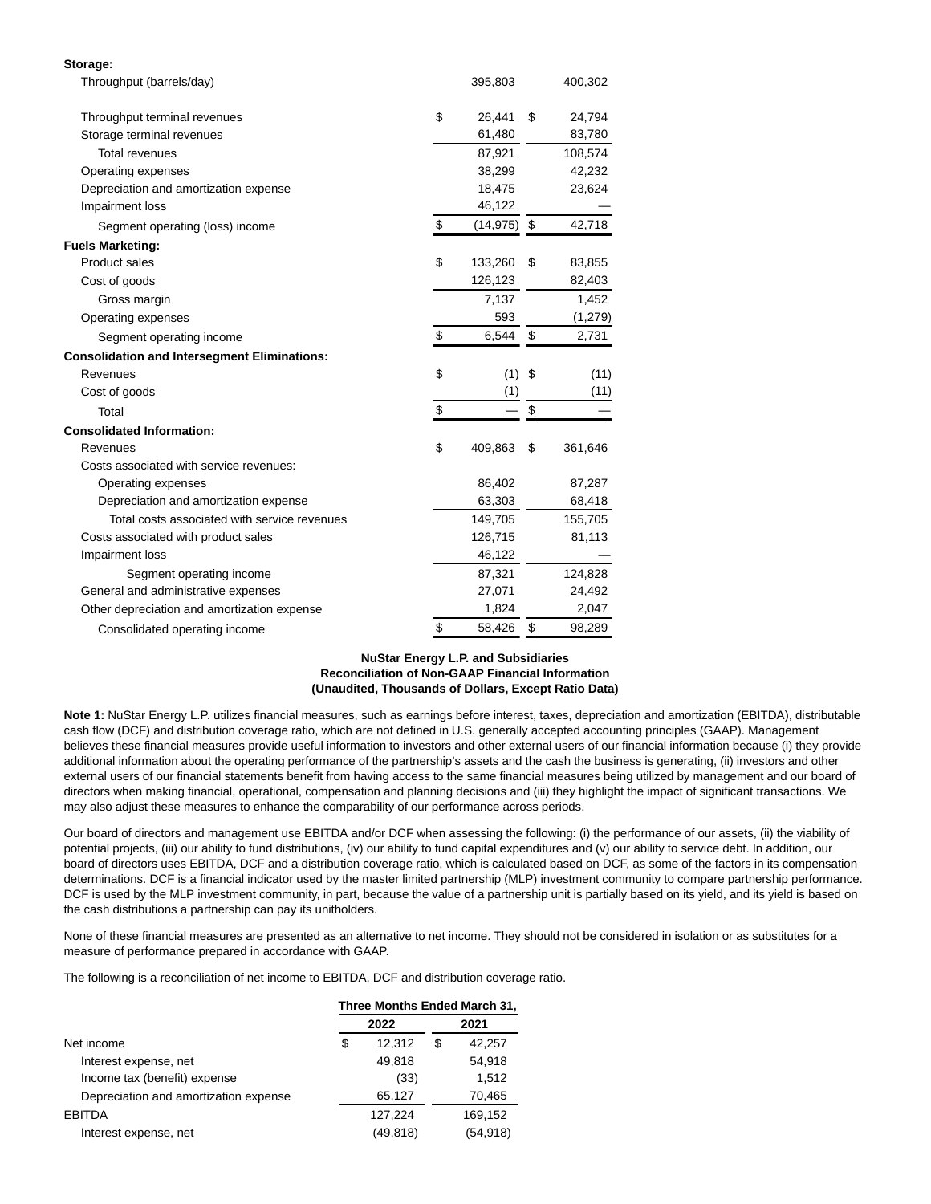| | | |
|---|---|---|
| **Storage:** | | |
| Throughput (barrels/day) | 395,803 | 400,302 |
| Throughput terminal revenues | $ 26,441 | $ 24,794 |
| Storage terminal revenues | 61,480 | 83,780 |
| Total revenues | 87,921 | 108,574 |
| Operating expenses | 38,299 | 42,232 |
| Depreciation and amortization expense | 18,475 | 23,624 |
| Impairment loss | 46,122 | — |
| Segment operating (loss) income | $ (14,975) | $ 42,718 |
| **Fuels Marketing:** | | |
| Product sales | $ 133,260 | $ 83,855 |
| Cost of goods | 126,123 | 82,403 |
| Gross margin | 7,137 | 1,452 |
| Operating expenses | 593 | (1,279) |
| Segment operating income | $ 6,544 | $ 2,731 |
| **Consolidation and Intersegment Eliminations:** | | |
| Revenues | $ (1) | $ (11) |
| Cost of goods | (1) | (11) |
| Total | $ — | $ — |
| **Consolidated Information:** | | |
| Revenues | $ 409,863 | $ 361,646 |
| Costs associated with service revenues: | | |
| Operating expenses | 86,402 | 87,287 |
| Depreciation and amortization expense | 63,303 | 68,418 |
| Total costs associated with service revenues | 149,705 | 155,705 |
| Costs associated with product sales | 126,715 | 81,113 |
| Impairment loss | 46,122 | — |
| Segment operating income | 87,321 | 124,828 |
| General and administrative expenses | 27,071 | 24,492 |
| Other depreciation and amortization expense | 1,824 | 2,047 |
| Consolidated operating income | $ 58,426 | $ 98,289 |

**NuStar Energy L.P. and Subsidiaries**
**Reconciliation of Non-GAAP Financial Information**
**(Unaudited, Thousands of Dollars, Except Ratio Data)**

**Note 1:** NuStar Energy L.P. utilizes financial measures, such as earnings before interest, taxes, depreciation and amortization (EBITDA), distributable cash flow (DCF) and distribution coverage ratio, which are not defined in U.S. generally accepted accounting principles (GAAP). Management believes these financial measures provide useful information to investors and other external users of our financial information because (i) they provide additional information about the operating performance of the partnership's assets and the cash the business is generating, (ii) investors and other external users of our financial statements benefit from having access to the same financial measures being utilized by management and our board of directors when making financial, operational, compensation and planning decisions and (iii) they highlight the impact of significant transactions. We may also adjust these measures to enhance the comparability of our performance across periods.

Our board of directors and management use EBITDA and/or DCF when assessing the following: (i) the performance of our assets, (ii) the viability of potential projects, (iii) our ability to fund distributions, (iv) our ability to fund capital expenditures and (v) our ability to service debt. In addition, our board of directors uses EBITDA, DCF and a distribution coverage ratio, which is calculated based on DCF, as some of the factors in its compensation determinations. DCF is a financial indicator used by the master limited partnership (MLP) investment community to compare partnership performance. DCF is used by the MLP investment community, in part, because the value of a partnership unit is partially based on its yield, and its yield is based on the cash distributions a partnership can pay its unitholders.

None of these financial measures are presented as an alternative to net income. They should not be considered in isolation or as substitutes for a measure of performance prepared in accordance with GAAP.

The following is a reconciliation of net income to EBITDA, DCF and distribution coverage ratio.

| | Three Months Ended March 31, | |
|---|---|---|
| | 2022 | 2021 |
| Net income | $ 12,312 | $ 42,257 |
| Interest expense, net | 49,818 | 54,918 |
| Income tax (benefit) expense | (33) | 1,512 |
| Depreciation and amortization expense | 65,127 | 70,465 |
| EBITDA | 127,224 | 169,152 |
| Interest expense, net | (49,818) | (54,918) |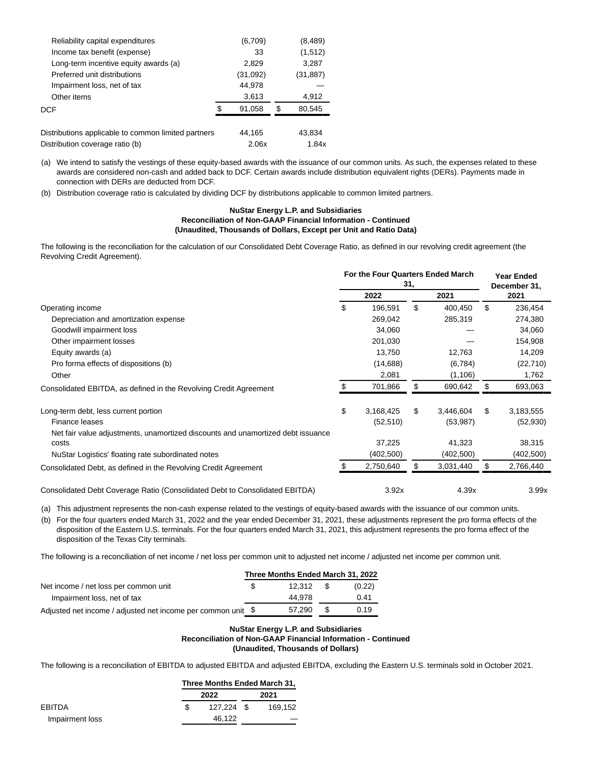| | | |
|---|---|---|
| Reliability capital expenditures | (6,709) | (8,489) |
| Income tax benefit (expense) | 33 | (1,512) |
| Long-term incentive equity awards (a) | 2,829 | 3,287 |
| Preferred unit distributions | (31,092) | (31,887) |
| Impairment loss, net of tax | 44,978 | — |
| Other items | 3,613 | 4,912 |
| DCF | $ 91,058 | $ 80,545 |
| | | |
| Distributions applicable to common limited partners | 44,165 | 43,834 |
| Distribution coverage ratio (b) | 2.06x | 1.84x |

(a) We intend to satisfy the vestings of these equity-based awards with the issuance of our common units. As such, the expenses related to these awards are considered non-cash and added back to DCF. Certain awards include distribution equivalent rights (DERs). Payments made in connection with DERs are deducted from DCF.

(b) Distribution coverage ratio is calculated by dividing DCF by distributions applicable to common limited partners.

**NuStar Energy L.P. and Subsidiaries**
**Reconciliation of Non-GAAP Financial Information - Continued**
**(Unaudited, Thousands of Dollars, Except per Unit and Ratio Data)**

The following is the reconciliation for the calculation of our Consolidated Debt Coverage Ratio, as defined in our revolving credit agreement (the Revolving Credit Agreement).

| | For the Four Quarters Ended March 31, | | Year Ended December 31, |
|---|---|---|---|
| | 2022 | 2021 | 2021 |
| Operating income | $ 196,591 | $ 400,450 | $ 236,454 |
| Depreciation and amortization expense | 269,042 | 285,319 | 274,380 |
| Goodwill impairment loss | 34,060 | — | 34,060 |
| Other impairment losses | 201,030 | — | 154,908 |
| Equity awards (a) | 13,750 | 12,763 | 14,209 |
| Pro forma effects of dispositions (b) | (14,688) | (6,784) | (22,710) |
| Other | 2,081 | (1,106) | 1,762 |
| Consolidated EBITDA, as defined in the Revolving Credit Agreement | $ 701,866 | $ 690,642 | $ 693,063 |
| | | | |
| Long-term debt, less current portion | $ 3,168,425 | $ 3,446,604 | $ 3,183,555 |
| Finance leases | (52,510) | (53,987) | (52,930) |
| Net fair value adjustments, unamortized discounts and unamortized debt issuance costs | 37,225 | 41,323 | 38,315 |
| NuStar Logistics' floating rate subordinated notes | (402,500) | (402,500) | (402,500) |
| Consolidated Debt, as defined in the Revolving Credit Agreement | $ 2,750,640 | $ 3,031,440 | $ 2,766,440 |
| | | | |
| Consolidated Debt Coverage Ratio (Consolidated Debt to Consolidated EBITDA) | 3.92x | 4.39x | 3.99x |

(a) This adjustment represents the non-cash expense related to the vestings of equity-based awards with the issuance of our common units.

(b) For the four quarters ended March 31, 2022 and the year ended December 31, 2021, these adjustments represent the pro forma effects of the disposition of the Eastern U.S. terminals. For the four quarters ended March 31, 2021, this adjustment represents the pro forma effect of the disposition of the Texas City terminals.

The following is a reconciliation of net income / net loss per common unit to adjusted net income / adjusted net income per common unit.

| | Three Months Ended March 31, 2022 | |
|---|---|---|
| Net income / net loss per common unit | $ 12,312 | $ (0.22) |
| Impairment loss, net of tax | 44,978 | 0.41 |
| Adjusted net income / adjusted net income per common unit | $ 57,290 | $ 0.19 |

**NuStar Energy L.P. and Subsidiaries**
**Reconciliation of Non-GAAP Financial Information - Continued**
**(Unaudited, Thousands of Dollars)**

The following is a reconciliation of EBITDA to adjusted EBITDA and adjusted EBITDA, excluding the Eastern U.S. terminals sold in October 2021.

| | Three Months Ended March 31, | |
|---|---|---|
| | 2022 | 2021 |
| EBITDA | $ 127,224 | $ 169,152 |
| Impairment loss | 46,122 | — |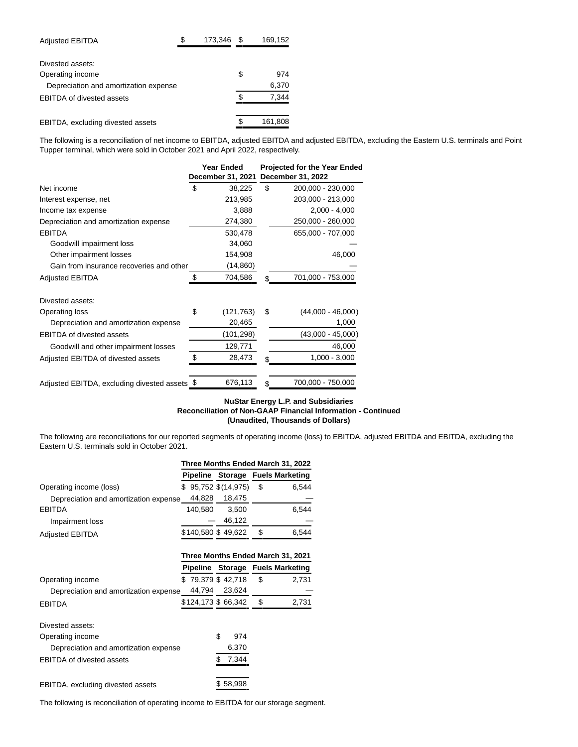| | | |
|---|---|---|
| Adjusted EBITDA | $ 173,346 | $ 169,152 |
| | | |
| Divested assets: | | |
| Operating income | | $ 974 |
| Depreciation and amortization expense | | 6,370 |
| EBITDA of divested assets | | $ 7,344 |
| | | |
| EBITDA, excluding divested assets | | $ 161,808 |

The following is a reconciliation of net income to EBITDA, adjusted EBITDA and adjusted EBITDA, excluding the Eastern U.S. terminals and Point Tupper terminal, which were sold in October 2021 and April 2022, respectively.

| | Year Ended December 31, 2021 | Projected for the Year Ended December 31, 2022 |
|---|---|---|
| Net income | $ 38,225 | $ 200,000 - 230,000 |
| Interest expense, net | 213,985 | 203,000 - 213,000 |
| Income tax expense | 3,888 | 2,000 - 4,000 |
| Depreciation and amortization expense | 274,380 | 250,000 - 260,000 |
| EBITDA | 530,478 | 655,000 - 707,000 |
| Goodwill impairment loss | 34,060 | — |
| Other impairment losses | 154,908 | 46,000 |
| Gain from insurance recoveries and other | (14,860) | — |
| Adjusted EBITDA | $ 704,586 | $ 701,000 - 753,000 |
| | | |
| Divested assets: | | |
| Operating loss | $ (121,763) | $ (44,000 - 46,000) |
| Depreciation and amortization expense | 20,465 | 1,000 |
| EBITDA of divested assets | (101,298) | (43,000 - 45,000) |
| Goodwill and other impairment losses | 129,771 | 46,000 |
| Adjusted EBITDA of divested assets | $ 28,473 | $ 1,000 - 3,000 |
| | | |
| Adjusted EBITDA, excluding divested assets | $ 676,113 | $ 700,000 - 750,000 |

**NuStar Energy L.P. and Subsidiaries**
**Reconciliation of Non-GAAP Financial Information - Continued**
**(Unaudited, Thousands of Dollars)**

The following are reconciliations for our reported segments of operating income (loss) to EBITDA, adjusted EBITDA and EBITDA, excluding the Eastern U.S. terminals sold in October 2021.

| | Three Months Ended March 31, 2022 | | |
|---|---|---|---|
| | Pipeline | Storage | Fuels Marketing |
| Operating income (loss) | $ 95,752 | $ (14,975) | $ 6,544 |
| Depreciation and amortization expense | 44,828 | 18,475 | — |
| EBITDA | 140,580 | 3,500 | 6,544 |
| Impairment loss | — | 46,122 | — |
| Adjusted EBITDA | $ 140,580 | $ 49,622 | $ 6,544 |

| | Three Months Ended March 31, 2021 | | |
|---|---|---|---|
| | Pipeline | Storage | Fuels Marketing |
| Operating income | $ 79,379 | $ 42,718 | $ 2,731 |
| Depreciation and amortization expense | 44,794 | 23,624 | — |
| EBITDA | $ 124,173 | $ 66,342 | $ 2,731 |
| | | | |
| Divested assets: | | | |
| Operating income | | $ 974 | |
| Depreciation and amortization expense | | 6,370 | |
| EBITDA of divested assets | | $ 7,344 | |
| | | | |
| EBITDA, excluding divested assets | | $ 58,998 | |

The following is reconciliation of operating income to EBITDA for our storage segment.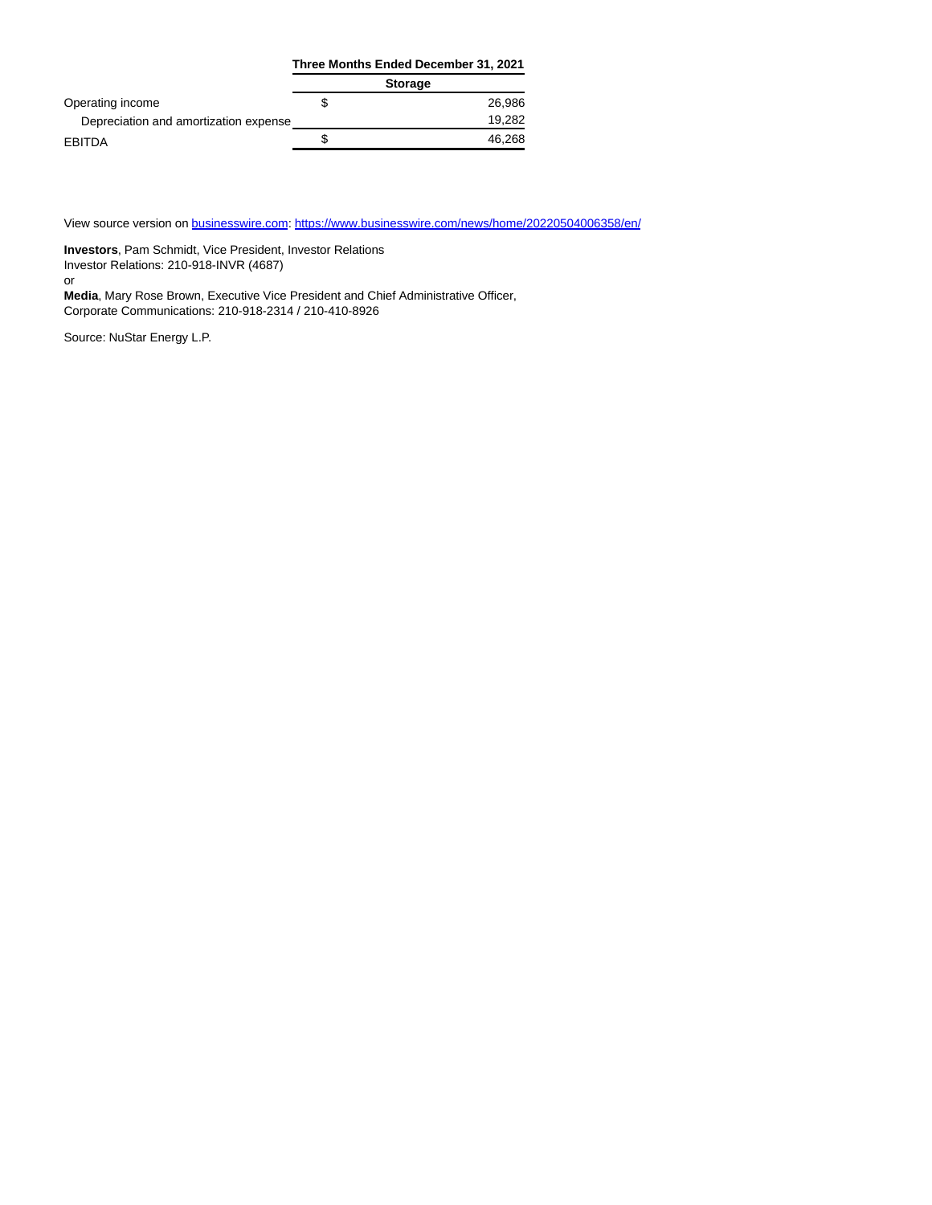| | Three Months Ended December 31, 2021 | |
|---|---|---|
| | Storage | |
| Operating income | $ | 26,986 |
| Depreciation and amortization expense | | 19,282 |
| EBITDA | $ | 46,268 |

View source version on businesswire.com: https://www.businesswire.com/news/home/20220504006358/en/

**Investors**, Pam Schmidt, Vice President, Investor Relations
Investor Relations: 210-918-INVR (4687)
or
**Media**, Mary Rose Brown, Executive Vice President and Chief Administrative Officer,
Corporate Communications: 210-918-2314 / 210-410-8926

Source: NuStar Energy L.P.